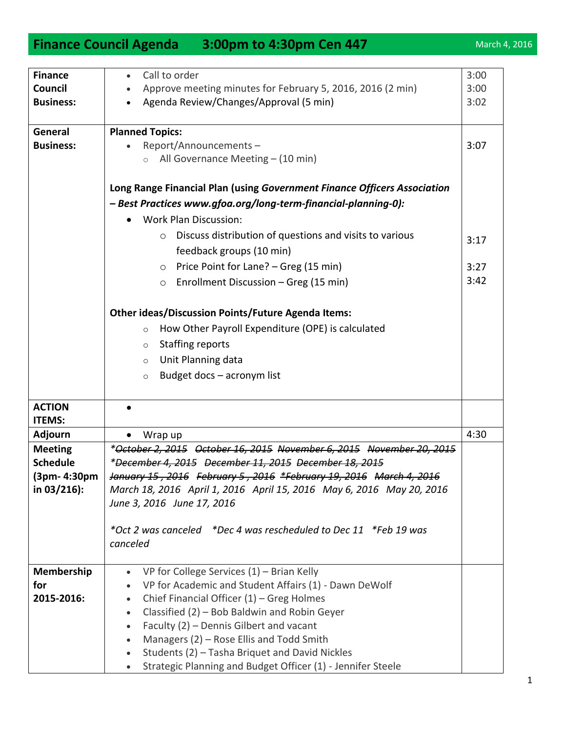# Finance Council Agenda 3:00pm to 4:30pm Cen 447

March 4, 2016

| | | |
|---|---|---|
| **Finance Council Business:** | • Call to order<br>• Approve meeting minutes for February 5, 2016, 2016 (2 min)<br>• Agenda Review/Changes/Approval (5 min) | 3:00<br>3:00<br>3:02 |
| **General Business:** | **Planned Topics:**<br>• Report/Announcements –<br>  ○ All Governance Meeting – (10 min)<br><br>**Long Range Financial Plan (using *Government Finance Officers Association – Best Practices www.gfoa.org/long-term-financial-planning-0):***<br>• Work Plan Discussion:<br>  ○ Discuss distribution of questions and visits to various feedback groups (10 min)<br>  ○ Price Point for Lane? – Greg (15 min)<br>  ○ Enrollment Discussion – Greg (15 min)<br><br>**Other ideas/Discussion Points/Future Agenda Items:**<br>  ○ How Other Payroll Expenditure (OPE) is calculated<br>  ○ Staffing reports<br>  ○ Unit Planning data<br>  ○ Budget docs – acronym list | <br><br>3:07<br><br><br><br><br>3:17<br>3:27<br>3:42 |
| **ACTION ITEMS:** | • | |
| **Adjourn** | • Wrap up | 4:30 |
| **Meeting Schedule (3pm- 4:30pm in 03/216):** | *~~*October 2, 2015~~ ~~October 16, 2015~~ ~~November 6, 2015~~ ~~November 20, 2015~~ ~~*December 4, 2015~~ ~~December 11, 2015~~ ~~December 18, 2015~~ ~~January 15 , 2016~~ ~~February 5 , 2016~~ ~~*February 19, 2016~~ ~~March 4, 2016~~ March 18, 2016 April 1, 2016 April 15, 2016 May 6, 2016 May 20, 2016 June 3, 2016 June 17, 2016*<br><br>**Oct 2 was canceled *Dec 4 was rescheduled to Dec 11 *Feb 19 was canceled* | |
| **Membership for 2015-2016:** | • VP for College Services (1) – Brian Kelly<br>• VP for Academic and Student Affairs (1) - Dawn DeWolf<br>• Chief Financial Officer (1) – Greg Holmes<br>• Classified (2) – Bob Baldwin and Robin Geyer<br>• Faculty (2) – Dennis Gilbert and vacant<br>• Managers (2) – Rose Ellis and Todd Smith<br>• Students (2) – Tasha Briquet and David Nickles<br>• Strategic Planning and Budget Officer (1) - Jennifer Steele | |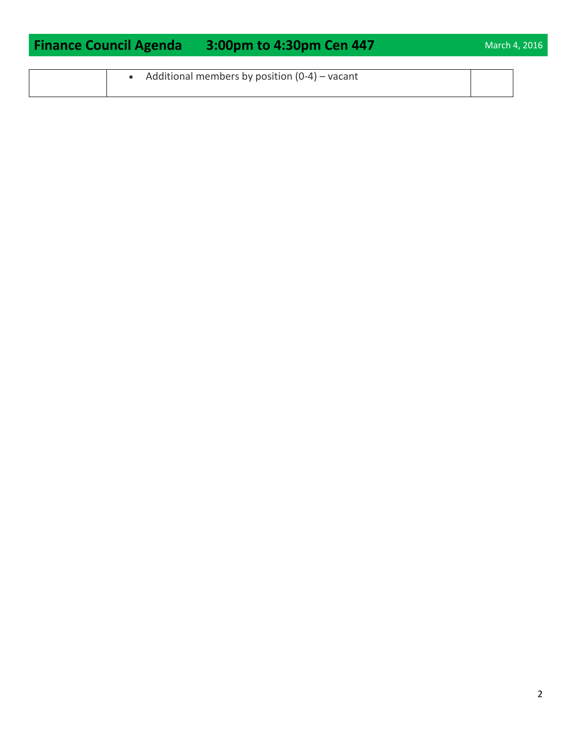| | | |
|---|---|---|
| | • Additional members by position (0-4) – vacant | |